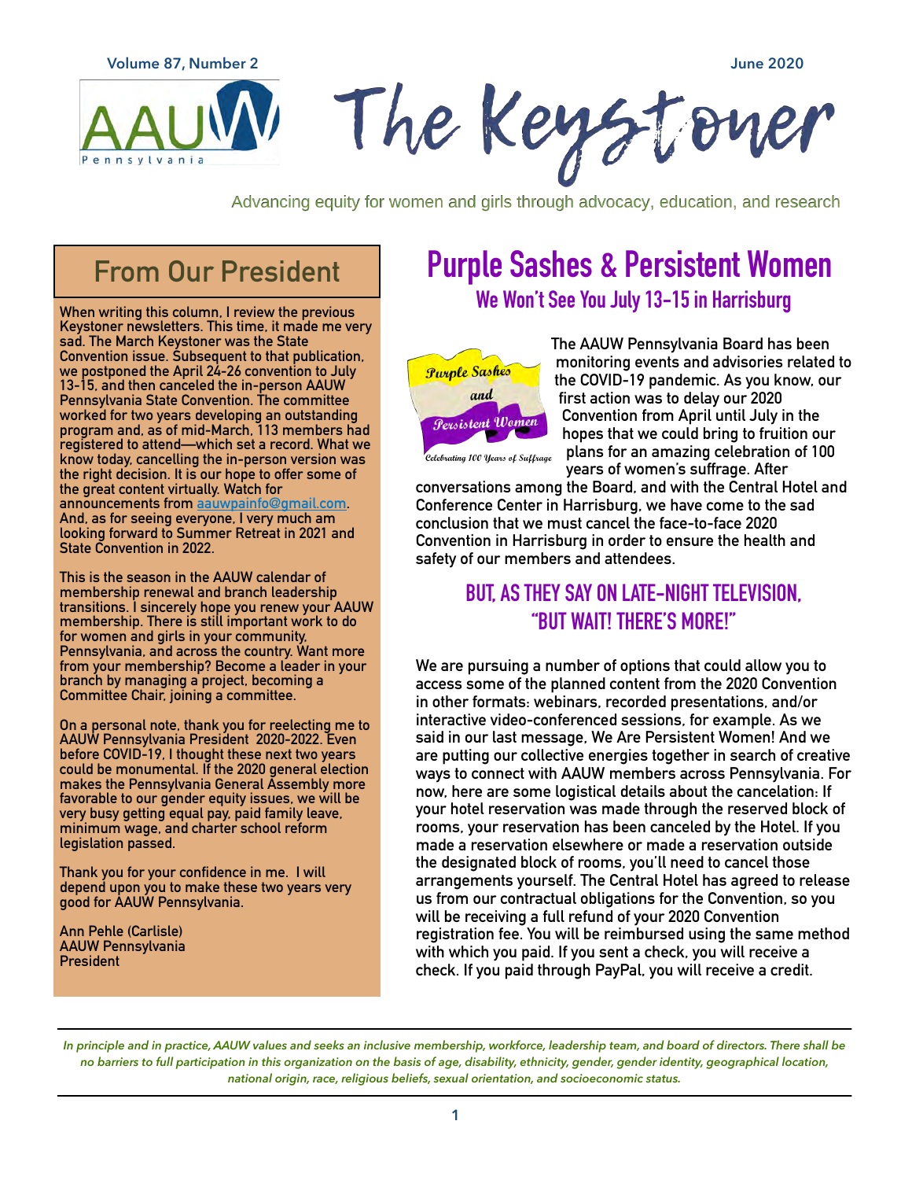# The Keystoner

Advancing equity for women and girls through advocacy, education, and research

## From Our President

When writing this column, I review the previous Keystoner newsletters. This time, it made me very sad. The March Keystoner was the State Convention issue. Subsequent to that publication, we postponed the April 24-26 convention to July 13-15, and then canceled the in-person AAUW Pennsylvania State Convention. The committee worked for two years developing an outstanding program and, as of mid-March, 113 members had registered to attend—which set a record. What we know today, cancelling the in-person version was the right decision. It is our hope to offer some of the great content virtually. Watch for announcements from aauwpainfo@gmail.com. And, as for seeing everyone, I very much am looking forward to Summer Retreat in 2021 and State Convention in 2022.

This is the season in the AAUW calendar of membership renewal and branch leadership transitions. I sincerely hope you renew your AAUW membership. There is still important work to do for women and girls in your community, Pennsylvania, and across the country. Want more from your membership? Become a leader in your branch by managing a project, becoming a Committee Chair, joining a committee.

On a personal note, thank you for reelecting me to AAUW Pennsylvania President 2020-2022. Even before COVID-19, I thought these next two years could be monumental. If the 2020 general election makes the Pennsylvania General Assembly more favorable to our gender equity issues, we will be very busy getting equal pay, paid family leave, minimum wage, and charter school reform legislation passed.

Thank you for your confidence in me. I will depend upon you to make these two years very good for AAUW Pennsylvania.

Ann Pehle (Carlisle)
AAUW Pennsylvania
President

## Purple Sashes & Persistent Women

### We Won't See You July 13-15 in Harrisburg

Purple Sashes and Persistent Women

Celebrating 100 Years of Suffrage

The AAUW Pennsylvania Board has been monitoring events and advisories related to the COVID-19 pandemic. As you know, our first action was to delay our 2020 Convention from April until July in the hopes that we could bring to fruition our plans for an amazing celebration of 100 years of women's suffrage. After conversations among the Board, and with the Central Hotel and Conference Center in Harrisburg, we have come to the sad conclusion that we must cancel the face-to-face 2020 Convention in Harrisburg in order to ensure the health and safety of our members and attendees.

### BUT, AS THEY SAY ON LATE-NIGHT TELEVISION, "BUT WAIT! THERE'S MORE!"

We are pursuing a number of options that could allow you to access some of the planned content from the 2020 Convention in other formats: webinars, recorded presentations, and/or interactive video-conferenced sessions, for example. As we said in our last message, We Are Persistent Women! And we are putting our collective energies together in search of creative ways to connect with AAUW members across Pennsylvania. For now, here are some logistical details about the cancelation: If your hotel reservation was made through the reserved block of rooms, your reservation has been canceled by the Hotel. If you made a reservation elsewhere or made a reservation outside the designated block of rooms, you'll need to cancel those arrangements yourself. The Central Hotel has agreed to release us from our contractual obligations for the Convention, so you will be receiving a full refund of your 2020 Convention registration fee. You will be reimbursed using the same method with which you paid. If you sent a check, you will receive a check. If you paid through PayPal, you will receive a credit.

---

*In principle and in practice, AAUW values and seeks an inclusive membership, workforce, leadership team, and board of directors. There shall be no barriers to full participation in this organization on the basis of age, disability, ethnicity, gender, gender identity, geographical location, national origin, race, religious beliefs, sexual orientation, and socioeconomic status.*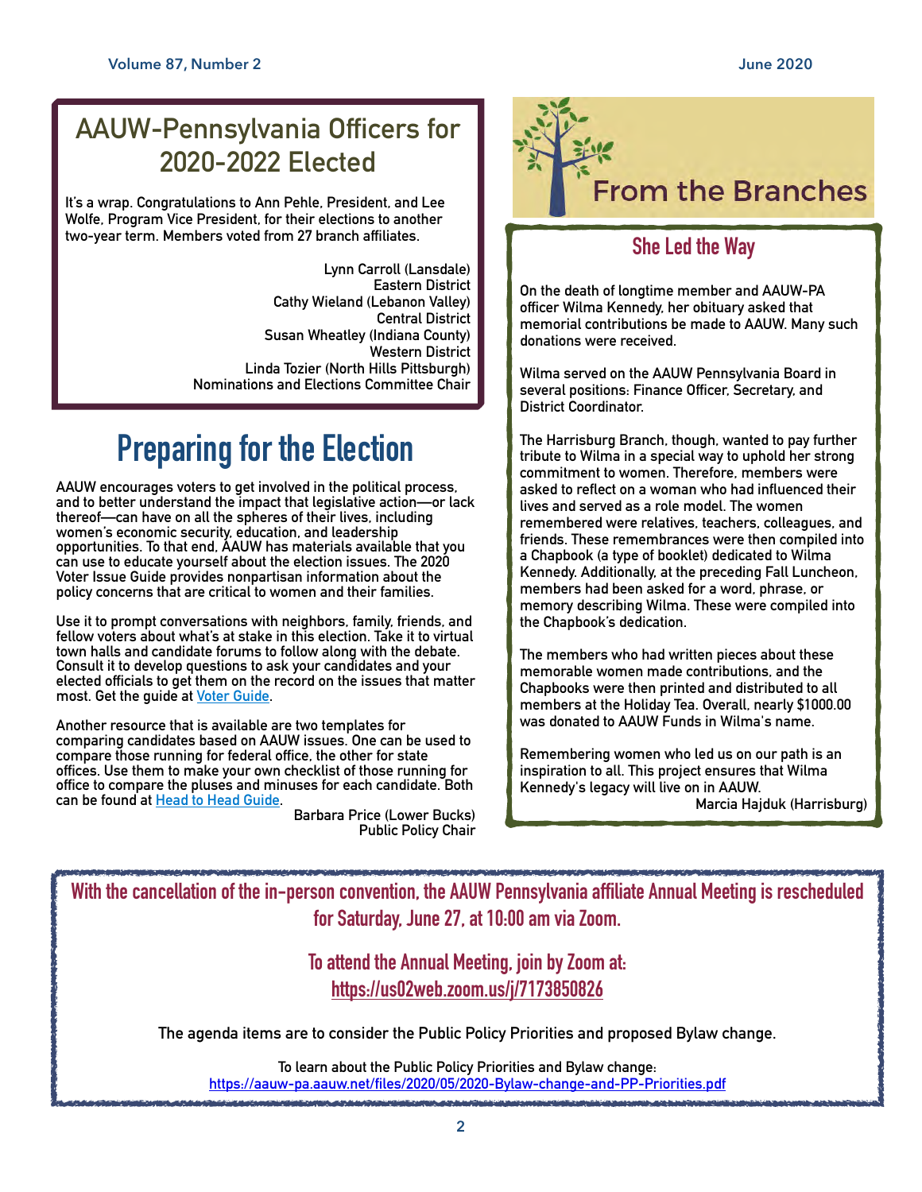## AAUW-Pennsylvania Officers for 2020-2022 Elected

It's a wrap. Congratulations to Ann Pehle, President, and Lee Wolfe, Program Vice President, for their elections to another two-year term. Members voted from 27 branch affiliates.

Lynn Carroll (Lansdale)
Eastern District
Cathy Wieland (Lebanon Valley)
Central District
Susan Wheatley (Indiana County)
Western District
Linda Tozier (North Hills Pittsburgh)
Nominations and Elections Committee Chair

# Preparing for the Election

AAUW encourages voters to get involved in the political process, and to better understand the impact that legislative action—or lack thereof—can have on all the spheres of their lives, including women's economic security, education, and leadership opportunities. To that end, AAUW has materials available that you can use to educate yourself about the election issues. The 2020 Voter Issue Guide provides nonpartisan information about the policy concerns that are critical to women and their families.

Use it to prompt conversations with neighbors, family, friends, and fellow voters about what's at stake in this election. Take it to virtual town halls and candidate forums to follow along with the debate. Consult it to develop questions to ask your candidates and your elected officials to get them on the record on the issues that matter most. Get the guide at Voter Guide.

Another resource that is available are two templates for comparing candidates based on AAUW issues. One can be used to compare those running for federal office, the other for state offices. Use them to make your own checklist of those running for office to compare the pluses and minuses for each candidate. Both can be found at Head to Head Guide.

Barbara Price (Lower Bucks)
Public Policy Chair

# From the Branches

## She Led the Way

On the death of longtime member and AAUW-PA officer Wilma Kennedy, her obituary asked that memorial contributions be made to AAUW. Many such donations were received.

Wilma served on the AAUW Pennsylvania Board in several positions: Finance Officer, Secretary, and District Coordinator.

The Harrisburg Branch, though, wanted to pay further tribute to Wilma in a special way to uphold her strong commitment to women. Therefore, members were asked to reflect on a woman who had influenced their lives and served as a role model. The women remembered were relatives, teachers, colleagues, and friends. These remembrances were then compiled into a Chapbook (a type of booklet) dedicated to Wilma Kennedy. Additionally, at the preceding Fall Luncheon, members had been asked for a word, phrase, or memory describing Wilma. These were compiled into the Chapbook's dedication.

The members who had written pieces about these memorable women made contributions, and the Chapbooks were then printed and distributed to all members at the Holiday Tea. Overall, nearly $1000.00 was donated to AAUW Funds in Wilma's name.

Remembering women who led us on our path is an inspiration to all. This project ensures that Wilma Kennedy's legacy will live on in AAUW.

Marcia Hajduk (Harrisburg)

**With the cancellation of the in-person convention, the AAUW Pennsylvania affiliate Annual Meeting is rescheduled for Saturday, June 27, at 10:00 am via Zoom.**

**To attend the Annual Meeting, join by Zoom at: https://us02web.zoom.us/j/7173850826**

The agenda items are to consider the Public Policy Priorities and proposed Bylaw change.

To learn about the Public Policy Priorities and Bylaw change:
https://aauw-pa.aauw.net/files/2020/05/2020-Bylaw-change-and-PP-Priorities.pdf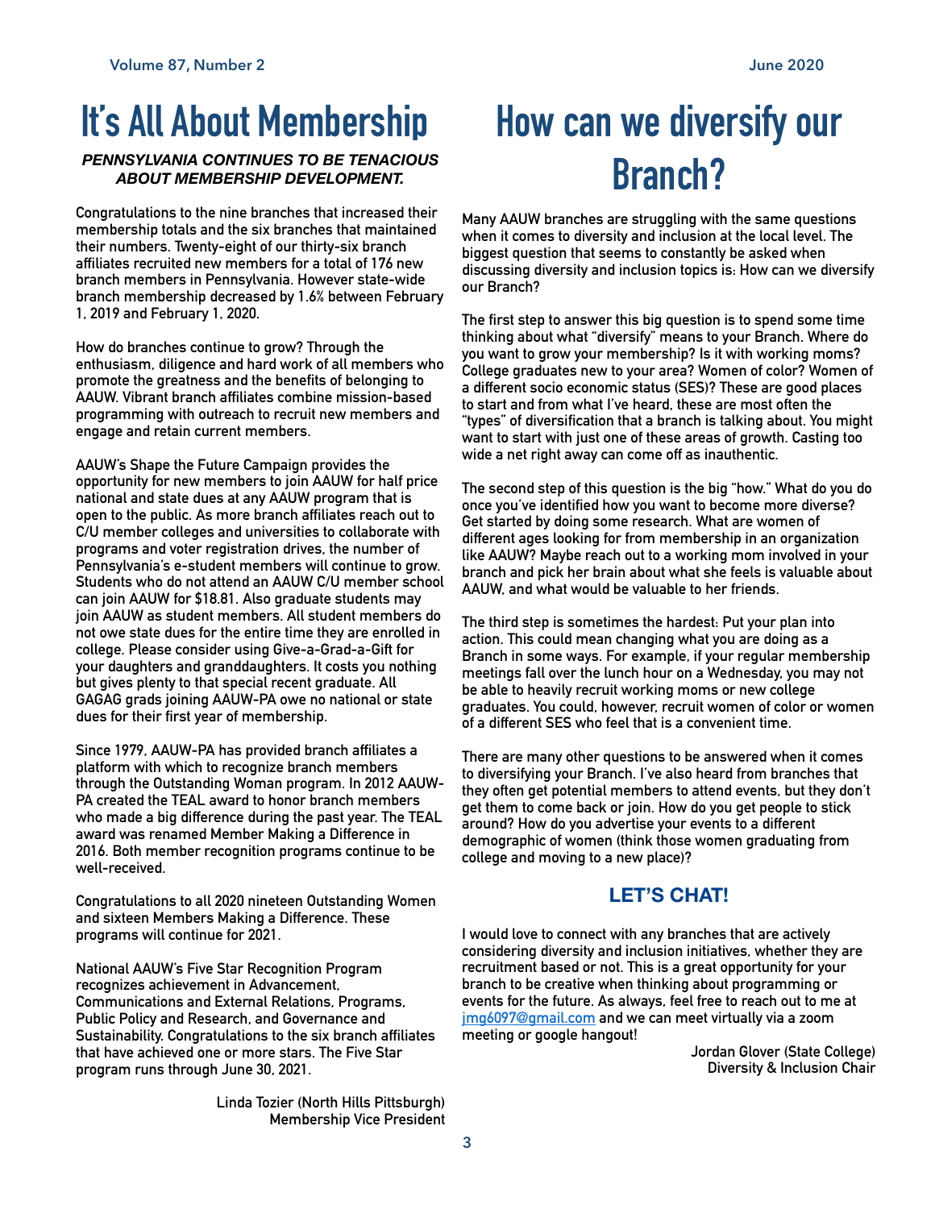# It's All About Membership

***PENNSYLVANIA CONTINUES TO BE TENACIOUS ABOUT MEMBERSHIP DEVELOPMENT.***

Congratulations to the nine branches that increased their membership totals and the six branches that maintained their numbers. Twenty-eight of our thirty-six branch affiliates recruited new members for a total of 176 new branch members in Pennsylvania. However state-wide branch membership decreased by 1.6% between February 1, 2019 and February 1, 2020.

How do branches continue to grow? Through the enthusiasm, diligence and hard work of all members who promote the greatness and the benefits of belonging to AAUW. Vibrant branch affiliates combine mission-based programming with outreach to recruit new members and engage and retain current members.

AAUW's Shape the Future Campaign provides the opportunity for new members to join AAUW for half price national and state dues at any AAUW program that is open to the public. As more branch affiliates reach out to C/U member colleges and universities to collaborate with programs and voter registration drives, the number of Pennsylvania's e-student members will continue to grow. Students who do not attend an AAUW C/U member school can join AAUW for $18.81. Also graduate students may join AAUW as student members. All student members do not owe state dues for the entire time they are enrolled in college. Please consider using Give-a-Grad-a-Gift for your daughters and granddaughters. It costs you nothing but gives plenty to that special recent graduate. All GAGAG grads joining AAUW-PA owe no national or state dues for their first year of membership.

Since 1979, AAUW-PA has provided branch affiliates a platform with which to recognize branch members through the Outstanding Woman program. In 2012 AAUW-PA created the TEAL award to honor branch members who made a big difference during the past year. The TEAL award was renamed Member Making a Difference in 2016. Both member recognition programs continue to be well-received.

Congratulations to all 2020 nineteen Outstanding Women and sixteen Members Making a Difference. These programs will continue for 2021.

National AAUW's Five Star Recognition Program recognizes achievement in Advancement, Communications and External Relations, Programs, Public Policy and Research, and Governance and Sustainability. Congratulations to the six branch affiliates that have achieved one or more stars. The Five Star program runs through June 30, 2021.

Linda Tozier (North Hills Pittsburgh)
Membership Vice President

# How can we diversify our Branch?

Many AAUW branches are struggling with the same questions when it comes to diversity and inclusion at the local level. The biggest question that seems to constantly be asked when discussing diversity and inclusion topics is: How can we diversify our Branch?

The first step to answer this big question is to spend some time thinking about what "diversify" means to your Branch. Where do you want to grow your membership? Is it with working moms? College graduates new to your area? Women of color? Women of a different socio economic status (SES)? These are good places to start and from what I've heard, these are most often the "types" of diversification that a branch is talking about. You might want to start with just one of these areas of growth. Casting too wide a net right away can come off as inauthentic.

The second step of this question is the big "how." What do you do once you've identified how you want to become more diverse? Get started by doing some research. What are women of different ages looking for from membership in an organization like AAUW? Maybe reach out to a working mom involved in your branch and pick her brain about what she feels is valuable about AAUW, and what would be valuable to her friends.

The third step is sometimes the hardest: Put your plan into action. This could mean changing what you are doing as a Branch in some ways. For example, if your regular membership meetings fall over the lunch hour on a Wednesday, you may not be able to heavily recruit working moms or new college graduates. You could, however, recruit women of color or women of a different SES who feel that is a convenient time.

There are many other questions to be answered when it comes to diversifying your Branch. I've also heard from branches that they often get potential members to attend events, but they don't get them to come back or join. How do you get people to stick around? How do you advertise your events to a different demographic of women (think those women graduating from college and moving to a new place)?

## LET'S CHAT!

I would love to connect with any branches that are actively considering diversity and inclusion initiatives, whether they are recruitment based or not. This is a great opportunity for your branch to be creative when thinking about programming or events for the future. As always, feel free to reach out to me at jmg6097@gmail.com and we can meet virtually via a zoom meeting or google hangout!

Jordan Glover (State College)
Diversity & Inclusion Chair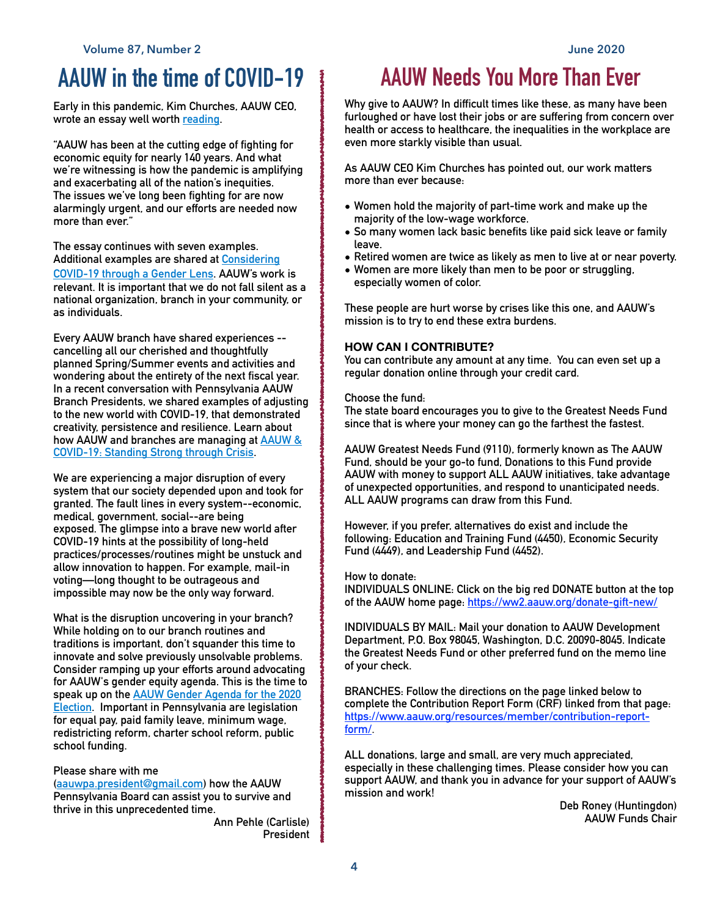# AAUW in the time of COVID-19

Early in this pandemic, Kim Churches, AAUW CEO, wrote an essay well worth reading.

"AAUW has been at the cutting edge of fighting for economic equity for nearly 140 years. And what we're witnessing is how the pandemic is amplifying and exacerbating all of the nation's inequities. The issues we've long been fighting for are now alarmingly urgent, and our efforts are needed now more than ever."

The essay continues with seven examples. Additional examples are shared at Considering COVID-19 through a Gender Lens. AAUW's work is relevant. It is important that we do not fall silent as a national organization, branch in your community, or as individuals.

Every AAUW branch have shared experiences -- cancelling all our cherished and thoughtfully planned Spring/Summer events and activities and wondering about the entirety of the next fiscal year. In a recent conversation with Pennsylvania AAUW Branch Presidents, we shared examples of adjusting to the new world with COVID-19, that demonstrated creativity, persistence and resilience. Learn about how AAUW and branches are managing at AAUW & COVID-19: Standing Strong through Crisis.

We are experiencing a major disruption of every system that our society depended upon and took for granted. The fault lines in every system--economic, medical, government, social--are being exposed. The glimpse into a brave new world after COVID-19 hints at the possibility of long-held practices/processes/routines might be unstuck and allow innovation to happen. For example, mail-in voting—long thought to be outrageous and impossible may now be the only way forward.

What is the disruption uncovering in your branch? While holding on to our branch routines and traditions is important, don't squander this time to innovate and solve previously unsolvable problems. Consider ramping up your efforts around advocating for AAUW's gender equity agenda. This is the time to speak up on the AAUW Gender Agenda for the 2020 Election. Important in Pennsylvania are legislation for equal pay, paid family leave, minimum wage, redistricting reform, charter school reform, public school funding.

Please share with me (aauwpa.president@gmail.com) how the AAUW Pennsylvania Board can assist you to survive and thrive in this unprecedented time.

Ann Pehle (Carlisle)
President

# AAUW Needs You More Than Ever

Why give to AAUW? In difficult times like these, as many have been furloughed or have lost their jobs or are suffering from concern over health or access to healthcare, the inequalities in the workplace are even more starkly visible than usual.

As AAUW CEO Kim Churches has pointed out, our work matters more than ever because:

- Women hold the majority of part-time work and make up the majority of the low-wage workforce.
- So many women lack basic benefits like paid sick leave or family leave.
- Retired women are twice as likely as men to live at or near poverty.
- Women are more likely than men to be poor or struggling, especially women of color.

These people are hurt worse by crises like this one, and AAUW's mission is to try to end these extra burdens.

### HOW CAN I CONTRIBUTE?

You can contribute any amount at any time. You can even set up a regular donation online through your credit card.

Choose the fund:
The state board encourages you to give to the Greatest Needs Fund since that is where your money can go the farthest the fastest.

AAUW Greatest Needs Fund (9110), formerly known as The AAUW Fund, should be your go-to fund, Donations to this Fund provide AAUW with money to support ALL AAUW initiatives, take advantage of unexpected opportunities, and respond to unanticipated needs. ALL AAUW programs can draw from this Fund.

However, if you prefer, alternatives do exist and include the following: Education and Training Fund (4450), Economic Security Fund (4449), and Leadership Fund (4452).

How to donate:
INDIVIDUALS ONLINE: Click on the big red DONATE button at the top of the AAUW home page: https://ww2.aauw.org/donate-gift-new/

INDIVIDUALS BY MAIL: Mail your donation to AAUW Development Department, P.O. Box 98045, Washington, D.C. 20090-8045. Indicate the Greatest Needs Fund or other preferred fund on the memo line of your check.

BRANCHES: Follow the directions on the page linked below to complete the Contribution Report Form (CRF) linked from that page: https://www.aauw.org/resources/member/contribution-report-form/.

ALL donations, large and small, are very much appreciated, especially in these challenging times. Please consider how you can support AAUW, and thank you in advance for your support of AAUW's mission and work!

Deb Roney (Huntingdon)
AAUW Funds Chair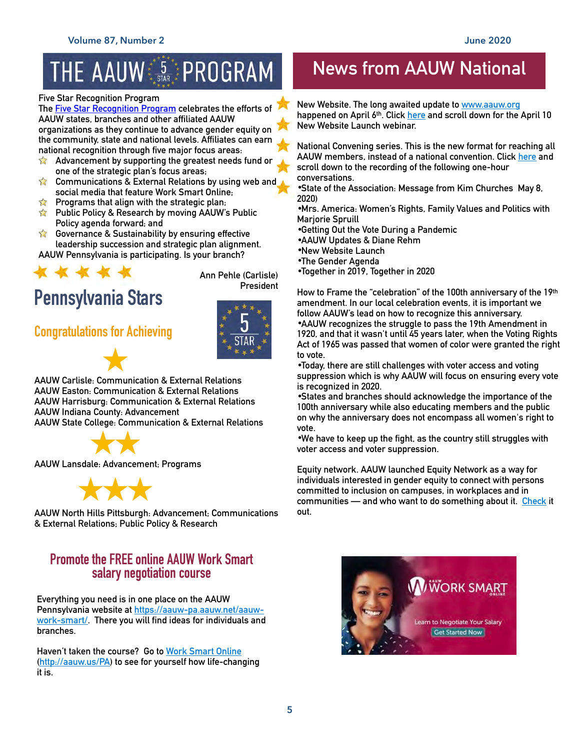# THE AAUW 5 STAR PROGRAM

Five Star Recognition Program

The Five Star Recognition Program celebrates the efforts of AAUW states, branches and other affiliated AAUW organizations as they continue to advance gender equity on the community, state and national levels. Affiliates can earn national recognition through five major focus areas:

- Advancement by supporting the greatest needs fund or one of the strategic plan's focus areas;
- Communications & External Relations by using web and social media that feature Work Smart Online;
- Programs that align with the strategic plan;
- Public Policy & Research by moving AAUW's Public Policy agenda forward; and
- Governance & Sustainability by ensuring effective leadership succession and strategic plan alignment.

AAUW Pennsylvania is participating. Is your branch?

Ann Pehle (Carlisle)
President

## Pennsylvania Stars

### Congratulations for Achieving

★

AAUW Carlisle: Communication & External Relations
AAUW Easton: Communication & External Relations
AAUW Harrisburg: Communication & External Relations
AAUW Indiana County: Advancement
AAUW State College: Communication & External Relations

★★

AAUW Lansdale: Advancement; Programs

★★★

AAUW North Hills Pittsburgh: Advancement; Communications & External Relations; Public Policy & Research

### Promote the FREE online AAUW Work Smart salary negotiation course

Everything you need is in one place on the AAUW Pennsylvania website at https://aauw-pa.aauw.net/aauw-work-smart/. There you will find ideas for individuals and branches.

Haven't taken the course? Go to Work Smart Online (http://aauw.us/PA) to see for yourself how life-changing it is.

# News from AAUW National

New Website. The long awaited update to www.aauw.org happened on April 6th. Click here and scroll down for the April 10 New Website Launch webinar.

National Convening series. This is the new format for reaching all AAUW members, instead of a national convention. Click here and scroll down to the recording of the following one-hour conversations.

- State of the Association: Message from Kim Churches May 8, 2020)
- Mrs. America: Women's Rights, Family Values and Politics with Marjorie Spruill
- Getting Out the Vote During a Pandemic
- AAUW Updates & Diane Rehm
- New Website Launch
- The Gender Agenda
- Together in 2019, Together in 2020

How to Frame the "celebration" of the 100th anniversary of the 19th amendment. In our local celebration events, it is important we follow AAUW's lead on how to recognize this anniversary.

- AAUW recognizes the struggle to pass the 19th Amendment in 1920, and that it wasn't until 45 years later, when the Voting Rights Act of 1965 was passed that women of color were granted the right to vote.
- Today, there are still challenges with voter access and voting suppression which is why AAUW will focus on ensuring every vote is recognized in 2020.
- States and branches should acknowledge the importance of the 100th anniversary while also educating members and the public on why the anniversary does not encompass all women's right to vote.
- We have to keep up the fight, as the country still struggles with voter access and voter suppression.

Equity network. AAUW launched Equity Network as a way for individuals interested in gender equity to connect with persons committed to inclusion on campuses, in workplaces and in communities — and who want to do something about it. Check it out.

AAUW WORK SMART ONLINE
Learn to Negotiate Your Salary
Get Started Now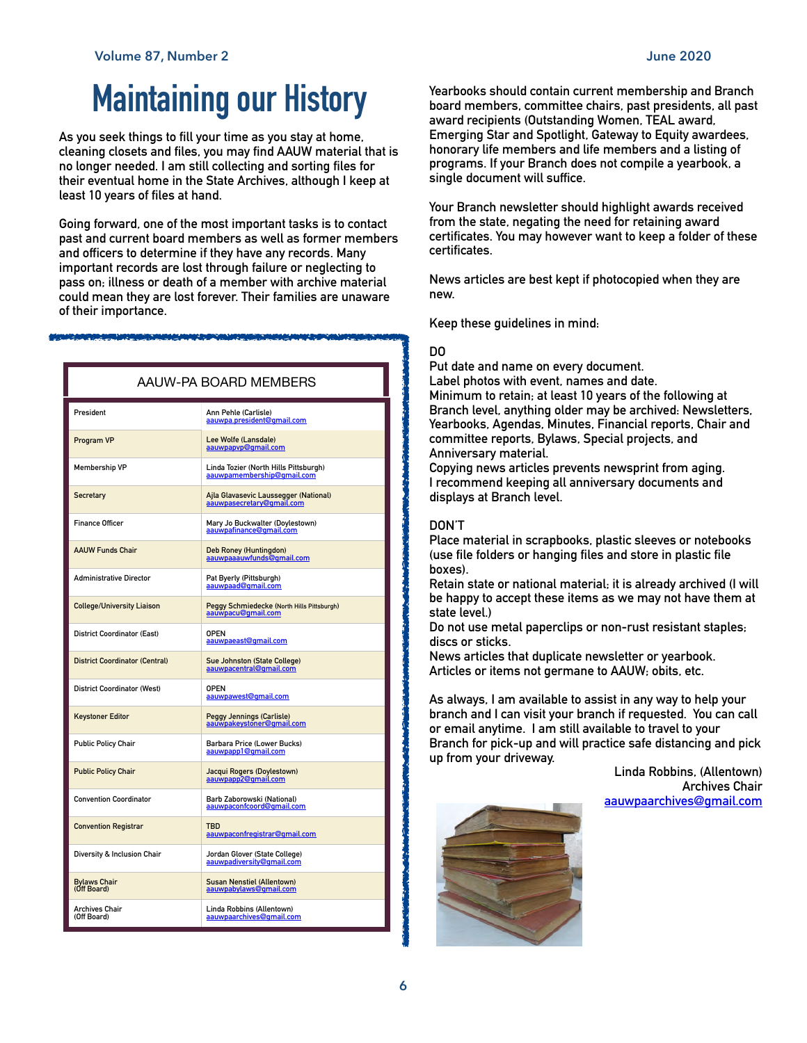# Maintaining our History

As you seek things to fill your time as you stay at home, cleaning closets and files, you may find AAUW material that is no longer needed. I am still collecting and sorting files for their eventual home in the State Archives, although I keep at least 10 years of files at hand.

Going forward, one of the most important tasks is to contact past and current board members as well as former members and officers to determine if they have any records. Many important records are lost through failure or neglecting to pass on; illness or death of a member with archive material could mean they are lost forever. Their families are unaware of their importance.

Yearbooks should contain current membership and Branch board members, committee chairs, past presidents, all past award recipients (Outstanding Women, TEAL award, Emerging Star and Spotlight, Gateway to Equity awardees, honorary life members and life members and a listing of programs. If your Branch does not compile a yearbook, a single document will suffice.

Your Branch newsletter should highlight awards received from the state, negating the need for retaining award certificates. You may however want to keep a folder of these certificates.

News articles are best kept if photocopied when they are new.

Keep these guidelines in mind:

**DO**

Put date and name on every document.
Label photos with event, names and date.
Minimum to retain; at least 10 years of the following at Branch level, anything older may be archived: Newsletters, Yearbooks, Agendas, Minutes, Financial reports, Chair and committee reports, Bylaws, Special projects, and Anniversary material.
Copying news articles prevents newsprint from aging.
I recommend keeping all anniversary documents and displays at Branch level.

**DON'T**

Place material in scrapbooks, plastic sleeves or notebooks (use file folders or hanging files and store in plastic file boxes).
Retain state or national material; it is already archived (I will be happy to accept these items as we may not have them at state level.)
Do not use metal paperclips or non-rust resistant staples; discs or sticks.
News articles that duplicate newsletter or yearbook.
Articles or items not germane to AAUW; obits, etc.

As always, I am available to assist in any way to help your branch and I can visit your branch if requested. You can call or email anytime. I am still available to travel to your Branch for pick-up and will practice safe distancing and pick up from your driveway.

Linda Robbins, (Allentown)
Archives Chair
aauwpaarchives@gmail.com

## AAUW-PA BOARD MEMBERS

| Position | Name / Email |
|---|---|
| President | Ann Pehle (Carlisle) aauwpa.president@gmail.com |
| Program VP | Lee Wolfe (Lansdale) aauwpapvp@gmail.com |
| Membership VP | Linda Tozier (North Hills Pittsburgh) aauwpamembership@gmail.com |
| Secretary | Ajla Glavasevic Laussegger (National) aauwpasecretary@gmail.com |
| Finance Officer | Mary Jo Buckwalter (Doylestown) aauwpafinance@gmail.com |
| AAUW Funds Chair | Deb Roney (Huntingdon) aauwpaaauwfunds@gmail.com |
| Administrative Director | Pat Byerly (Pittsburgh) aauwpaad@gmail.com |
| College/University Liaison | Peggy Schmiedecke (North Hills Pittsburgh) aauwpacu@gmail.com |
| District Coordinator (East) | OPEN aauwpaeast@gmail.com |
| District Coordinator (Central) | Sue Johnston (State College) aauwpacentral@gmail.com |
| District Coordinator (West) | OPEN aauwpawest@gmail.com |
| Keystoner Editor | Peggy Jennings (Carlisle) aauwpakeystoner@gmail.com |
| Public Policy Chair | Barbara Price (Lower Bucks) aauwpapp1@gmail.com |
| Public Policy Chair | Jacqui Rogers (Doylestown) aauwpapp2@gmail.com |
| Convention Coordinator | Barb Zaborowski (National) aauwpaconfcoord@gmail.com |
| Convention Registrar | TBD aauwpaconfregistrar@gmail.com |
| Diversity & Inclusion Chair | Jordan Glover (State College) aauwpadiversity@gmail.com |
| Bylaws Chair (Off Board) | Susan Nenstiel (Allentown) aauwpabylaws@gmail.com |
| Archives Chair (Off Board) | Linda Robbins (Allentown) aauwpaarchives@gmail.com |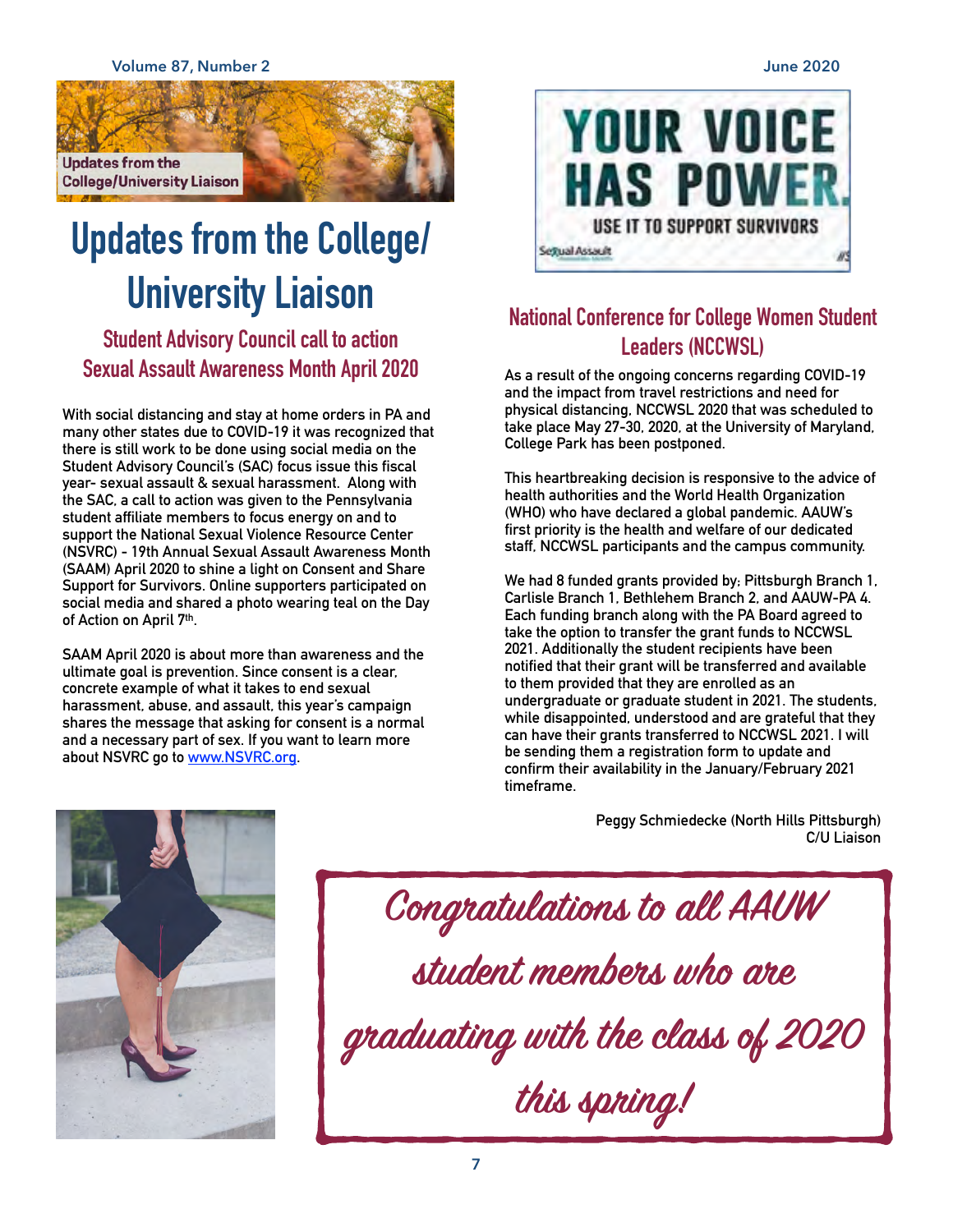# Updates from the College/ University Liaison

## Student Advisory Council call to action Sexual Assault Awareness Month April 2020

With social distancing and stay at home orders in PA and many other states due to COVID-19 it was recognized that there is still work to be done using social media on the Student Advisory Council's (SAC) focus issue this fiscal year- sexual assault & sexual harassment. Along with the SAC, a call to action was given to the Pennsylvania student affiliate members to focus energy on and to support the National Sexual Violence Resource Center (NSVRC) - 19th Annual Sexual Assault Awareness Month (SAAM) April 2020 to shine a light on Consent and Share Support for Survivors. Online supporters participated on social media and shared a photo wearing teal on the Day of Action on April 7th.

SAAM April 2020 is about more than awareness and the ultimate goal is prevention. Since consent is a clear, concrete example of what it takes to end sexual harassment, abuse, and assault, this year's campaign shares the message that asking for consent is a normal and a necessary part of sex. If you want to learn more about NSVRC go to www.NSVRC.org.

**YOUR VOICE HAS POWER. USE IT TO SUPPORT SURVIVORS**

## National Conference for College Women Student Leaders (NCCWSL)

As a result of the ongoing concerns regarding COVID-19 and the impact from travel restrictions and need for physical distancing, NCCWSL 2020 that was scheduled to take place May 27-30, 2020, at the University of Maryland, College Park has been postponed.

This heartbreaking decision is responsive to the advice of health authorities and the World Health Organization (WHO) who have declared a global pandemic. AAUW's first priority is the health and welfare of our dedicated staff, NCCWSL participants and the campus community.

We had 8 funded grants provided by: Pittsburgh Branch 1, Carlisle Branch 1, Bethlehem Branch 2, and AAUW-PA 4. Each funding branch along with the PA Board agreed to take the option to transfer the grant funds to NCCWSL 2021. Additionally the student recipients have been notified that their grant will be transferred and available to them provided that they are enrolled as an undergraduate or graduate student in 2021. The students, while disappointed, understood and are grateful that they can have their grants transferred to NCCWSL 2021. I will be sending them a registration form to update and confirm their availability in the January/February 2021 timeframe.

Peggy Schmiedecke (North Hills Pittsburgh)
C/U Liaison

*Congratulations to all AAUW student members who are graduating with the class of 2020 this spring!*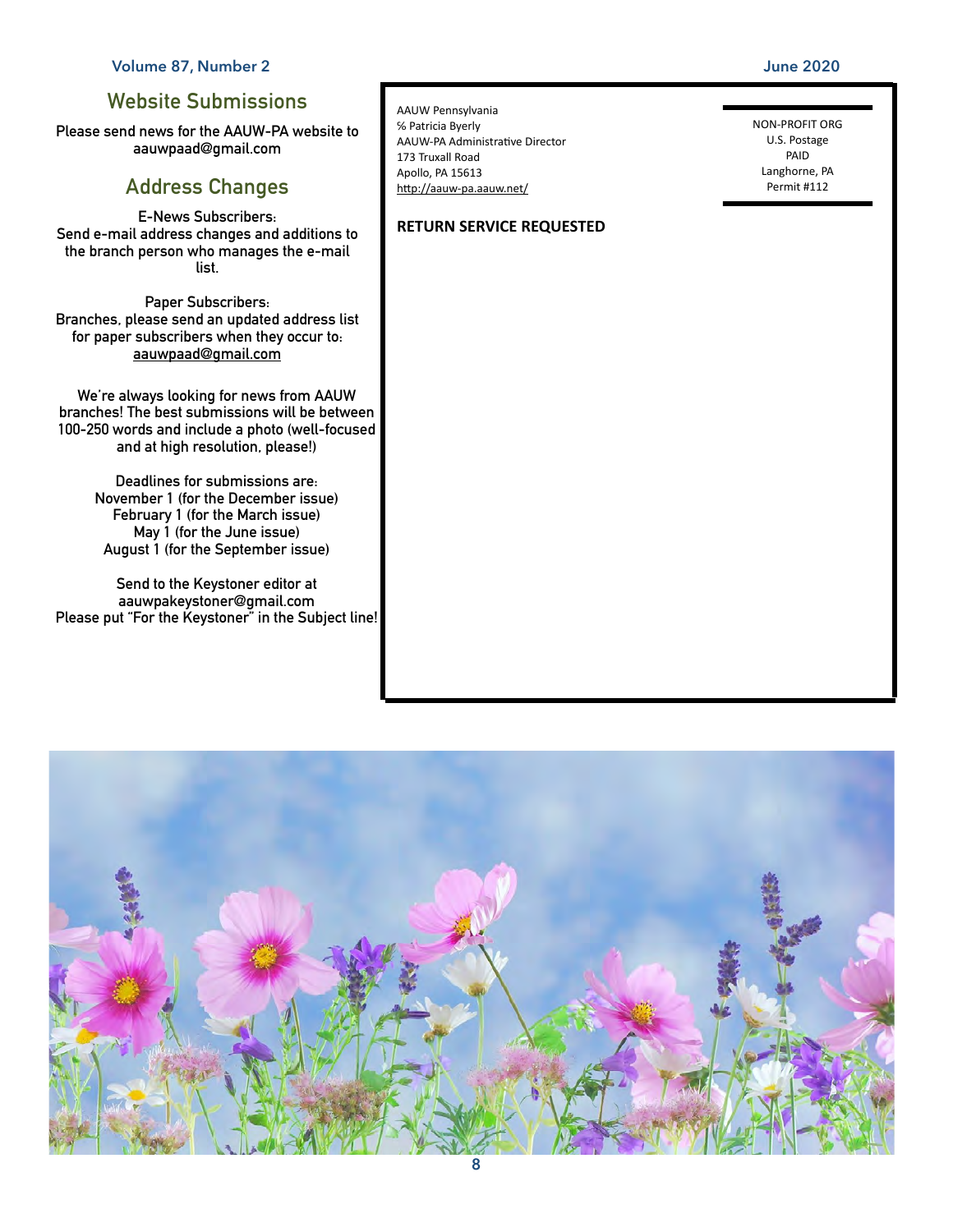## Website Submissions

**Please send news for the AAUW-PA website to aauwpaad@gmail.com**

## Address Changes

**E-News Subscribers:**
**Send e-mail address changes and additions to the branch person who manages the e-mail list.**

**Paper Subscribers:**
**Branches, please send an updated address list for paper subscribers when they occur to: aauwpaad@gmail.com**

**We're always looking for news from AAUW branches! The best submissions will be between 100-250 words and include a photo (well-focused and at high resolution, please!)**

**Deadlines for submissions are:**
**November 1 (for the December issue)**
**February 1 (for the March issue)**
**May 1 (for the June issue)**
**August 1 (for the September issue)**

**Send to the Keystoner editor at aauwpakeystoner@gmail.com**
**Please put "For the Keystoner" in the Subject line!**

AAUW Pennsylvania
℅ Patricia Byerly
AAUW-PA Administrative Director
173 Truxall Road
Apollo, PA 15613
http://aauw-pa.aauw.net/

NON-PROFIT ORG
U.S. Postage
PAID
Langhorne, PA
Permit #112

**RETURN SERVICE REQUESTED**